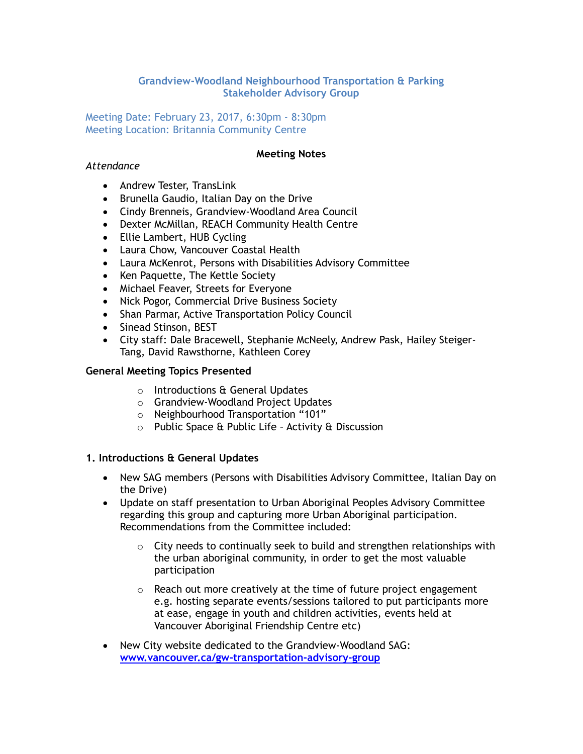# Grandview-Woodland Neighbourhood Transportation & Parking Stakeholder Advisory Group

Meeting Date: February 23, 2017, 6:30pm - 8:30pm
Meeting Location: Britannia Community Centre

**Meeting Notes**

*Attendance*

- Andrew Tester, TransLink
- Brunella Gaudio, Italian Day on the Drive
- Cindy Brenneis, Grandview-Woodland Area Council
- Dexter McMillan, REACH Community Health Centre
- Ellie Lambert, HUB Cycling
- Laura Chow, Vancouver Coastal Health
- Laura McKenrot, Persons with Disabilities Advisory Committee
- Ken Paquette, The Kettle Society
- Michael Feaver, Streets for Everyone
- Nick Pogor, Commercial Drive Business Society
- Shan Parmar, Active Transportation Policy Council
- Sinead Stinson, BEST
- City staff: Dale Bracewell, Stephanie McNeely, Andrew Pask, Hailey Steiger-Tang, David Rawsthorne, Kathleen Corey

**General Meeting Topics Presented**

- Introductions & General Updates
- Grandview-Woodland Project Updates
- Neighbourhood Transportation "101"
- Public Space & Public Life – Activity & Discussion

**1. Introductions & General Updates**

- New SAG members (Persons with Disabilities Advisory Committee, Italian Day on the Drive)
- Update on staff presentation to Urban Aboriginal Peoples Advisory Committee regarding this group and capturing more Urban Aboriginal participation. Recommendations from the Committee included:
  - City needs to continually seek to build and strengthen relationships with the urban aboriginal community, in order to get the most valuable participation
  - Reach out more creatively at the time of future project engagement e.g. hosting separate events/sessions tailored to put participants more at ease, engage in youth and children activities, events held at Vancouver Aboriginal Friendship Centre etc)
- New City website dedicated to the Grandview-Woodland SAG: [www.vancouver.ca/gw-transportation-advisory-group](www.vancouver.ca/gw-transportation-advisory-group)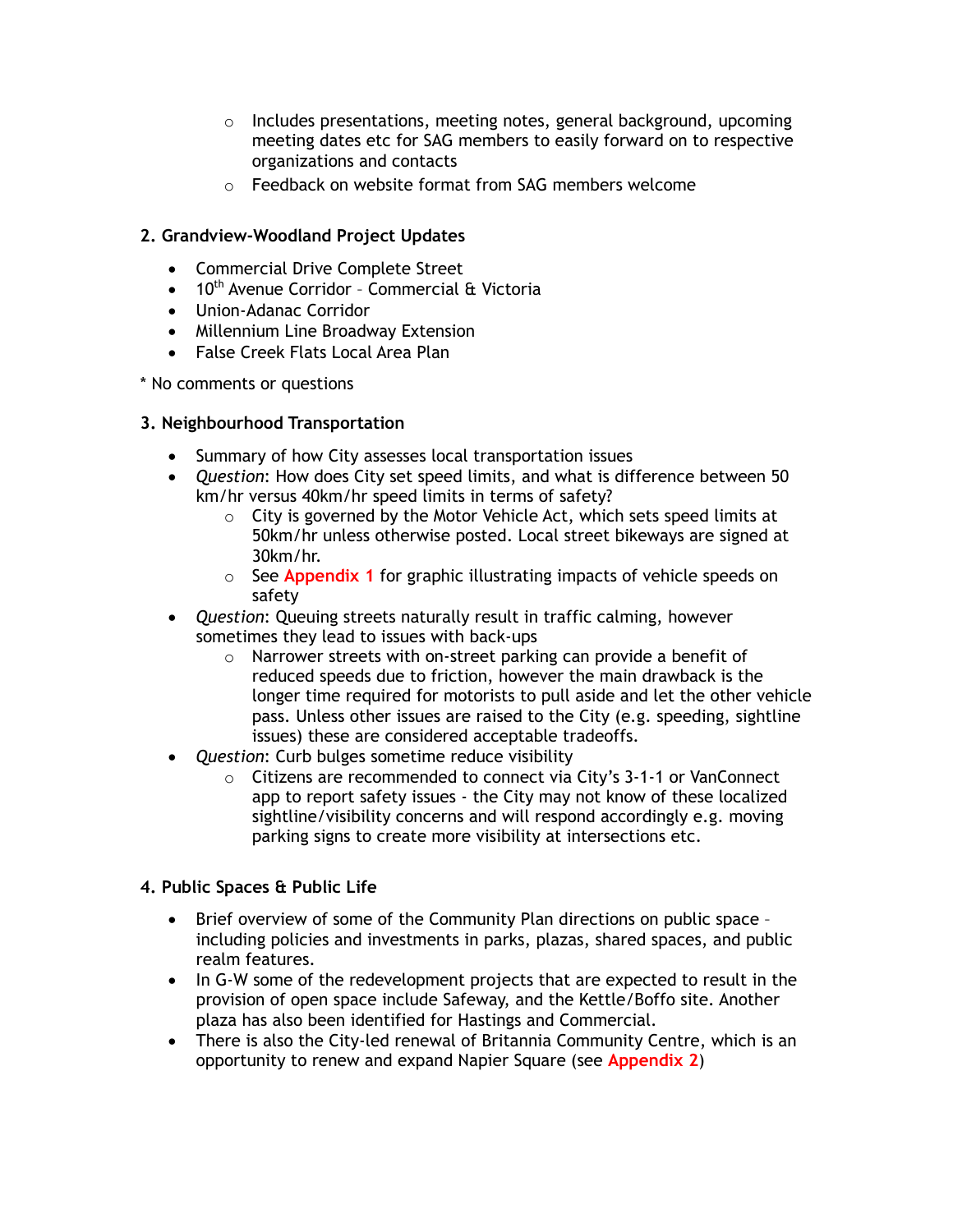- Includes presentations, meeting notes, general background, upcoming meeting dates etc for SAG members to easily forward on to respective organizations and contacts
  - Feedback on website format from SAG members welcome

**2. Grandview-Woodland Project Updates**

- Commercial Drive Complete Street
- 10th Avenue Corridor – Commercial & Victoria
- Union-Adanac Corridor
- Millennium Line Broadway Extension
- False Creek Flats Local Area Plan

* No comments or questions

**3. Neighbourhood Transportation**

- Summary of how City assesses local transportation issues
- *Question*: How does City set speed limits, and what is difference between 50 km/hr versus 40km/hr speed limits in terms of safety?
  - City is governed by the Motor Vehicle Act, which sets speed limits at 50km/hr unless otherwise posted. Local street bikeways are signed at 30km/hr.
  - See **Appendix 1** for graphic illustrating impacts of vehicle speeds on safety
- *Question*: Queuing streets naturally result in traffic calming, however sometimes they lead to issues with back-ups
  - Narrower streets with on-street parking can provide a benefit of reduced speeds due to friction, however the main drawback is the longer time required for motorists to pull aside and let the other vehicle pass. Unless other issues are raised to the City (e.g. speeding, sightline issues) these are considered acceptable tradeoffs.
- *Question*: Curb bulges sometime reduce visibility
  - Citizens are recommended to connect via City's 3-1-1 or VanConnect app to report safety issues - the City may not know of these localized sightline/visibility concerns and will respond accordingly e.g. moving parking signs to create more visibility at intersections etc.

**4. Public Spaces & Public Life**

- Brief overview of some of the Community Plan directions on public space – including policies and investments in parks, plazas, shared spaces, and public realm features.
- In G-W some of the redevelopment projects that are expected to result in the provision of open space include Safeway, and the Kettle/Boffo site. Another plaza has also been identified for Hastings and Commercial.
- There is also the City-led renewal of Britannia Community Centre, which is an opportunity to renew and expand Napier Square (see **Appendix 2**)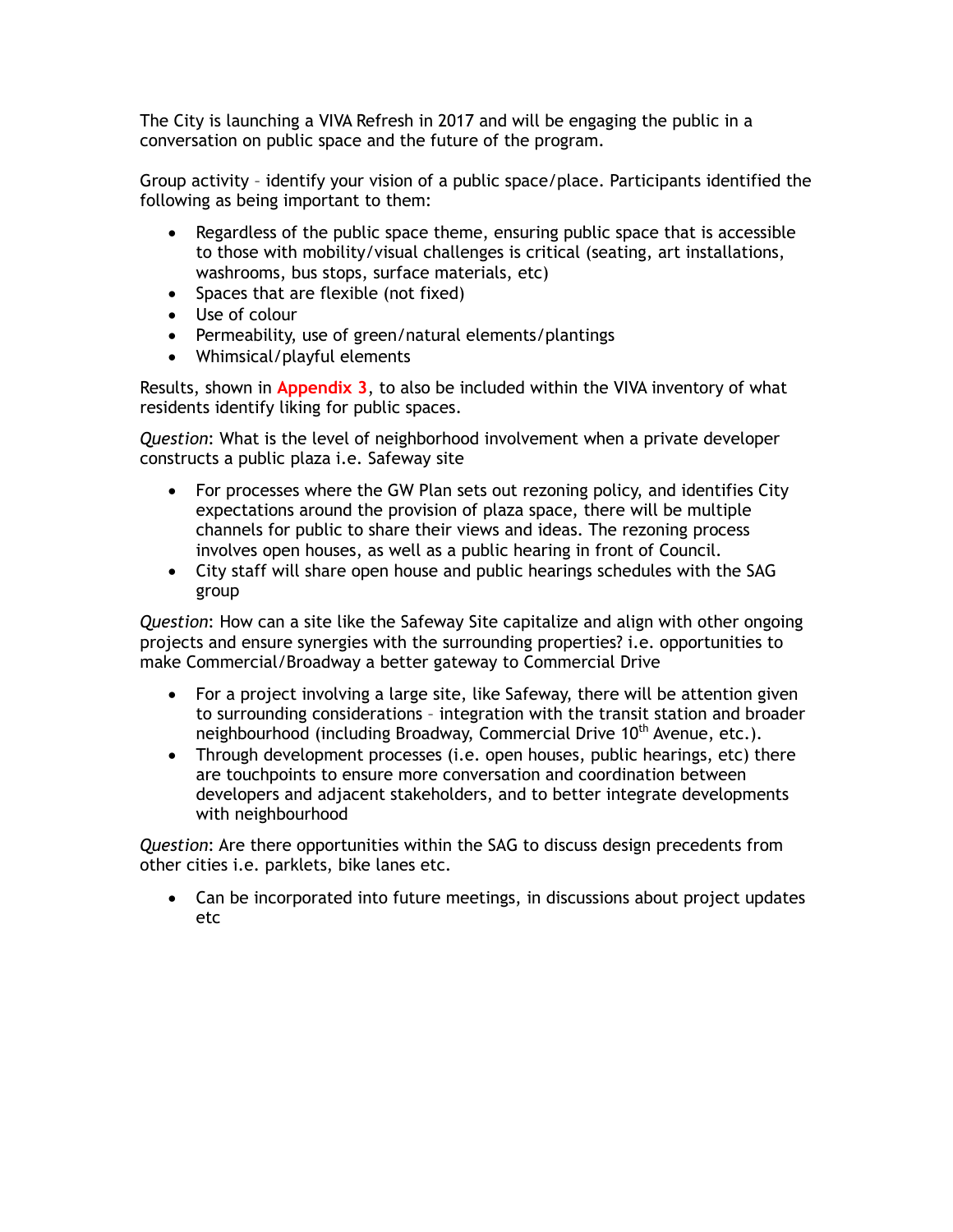The City is launching a VIVA Refresh in 2017 and will be engaging the public in a conversation on public space and the future of the program.

Group activity – identify your vision of a public space/place. Participants identified the following as being important to them:

- Regardless of the public space theme, ensuring public space that is accessible to those with mobility/visual challenges is critical (seating, art installations, washrooms, bus stops, surface materials, etc)
- Spaces that are flexible (not fixed)
- Use of colour
- Permeability, use of green/natural elements/plantings
- Whimsical/playful elements

Results, shown in **Appendix 3**, to also be included within the VIVA inventory of what residents identify liking for public spaces.

*Question*: What is the level of neighborhood involvement when a private developer constructs a public plaza i.e. Safeway site

- For processes where the GW Plan sets out rezoning policy, and identifies City expectations around the provision of plaza space, there will be multiple channels for public to share their views and ideas. The rezoning process involves open houses, as well as a public hearing in front of Council.
- City staff will share open house and public hearings schedules with the SAG group

*Question*: How can a site like the Safeway Site capitalize and align with other ongoing projects and ensure synergies with the surrounding properties? i.e. opportunities to make Commercial/Broadway a better gateway to Commercial Drive

- For a project involving a large site, like Safeway, there will be attention given to surrounding considerations – integration with the transit station and broader neighbourhood (including Broadway, Commercial Drive 10th Avenue, etc.).
- Through development processes (i.e. open houses, public hearings, etc) there are touchpoints to ensure more conversation and coordination between developers and adjacent stakeholders, and to better integrate developments with neighbourhood

*Question*: Are there opportunities within the SAG to discuss design precedents from other cities i.e. parklets, bike lanes etc.

- Can be incorporated into future meetings, in discussions about project updates etc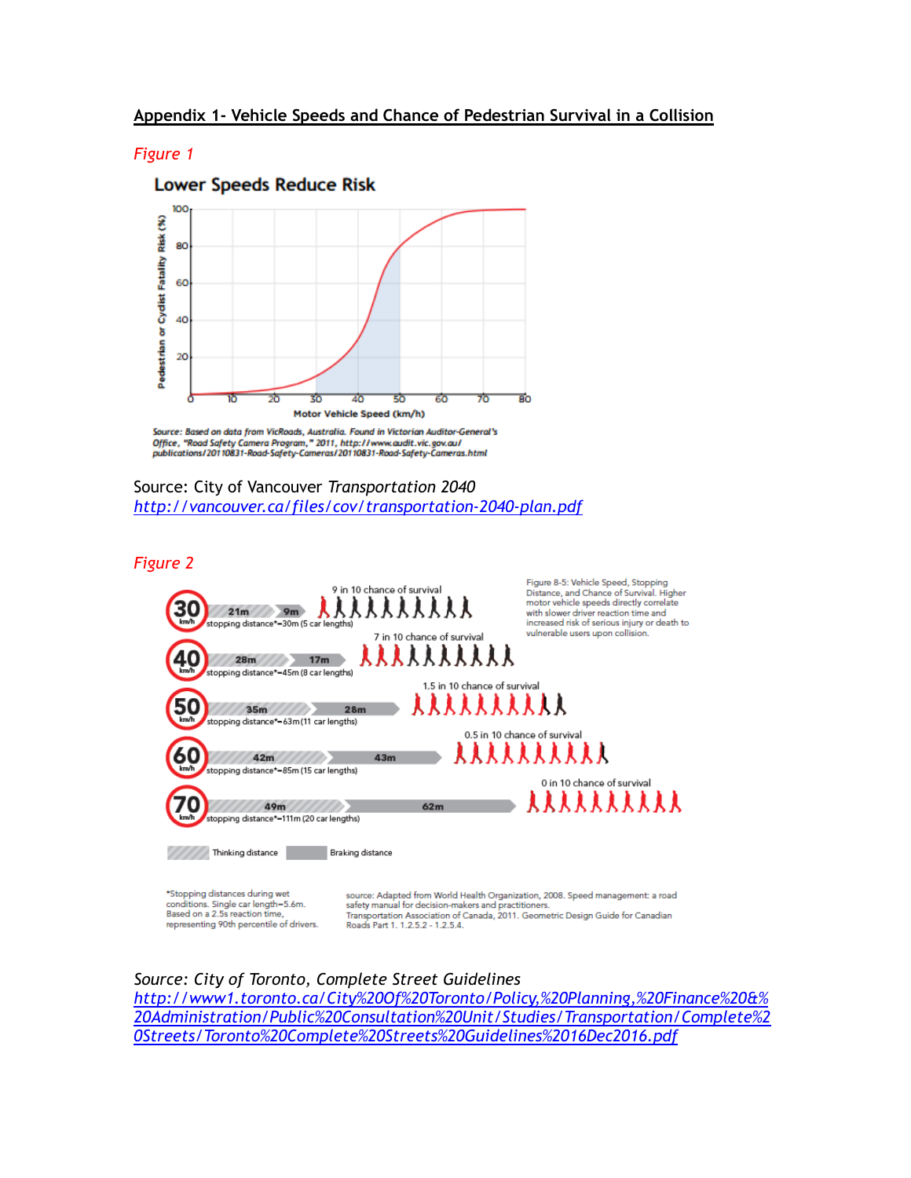## Appendix 1- Vehicle Speeds and Chance of Pedestrian Survival in a Collision

*Figure 1*

**Lower Speeds Reduce Risk**

Source: Based on data from VicRoads, Australia. Found in Victorian Auditor-General's Office, "Road Safety Camera Program," 2011, http://www.audit.vic.gov.au/publications/20110831-Road-Safety-Cameras/20110831-Road-Safety-Cameras.html

Source: City of Vancouver *Transportation 2040*
http://vancouver.ca/files/cov/transportation-2040-plan.pdf

*Figure 2*

Figure 8-5: Vehicle Speed, Stopping Distance, and Chance of Survival. Higher motor vehicle speeds directly correlate with slower driver reaction time and increased risk of serious injury or death to vulnerable users upon collision.

| Speed | Thinking distance | Braking distance | Stopping distance* | Chance of survival |
|---|---|---|---|---|
| 30 km/h | 21m | 9m | ~30m (5 car lengths) | 9 in 10 chance of survival |
| 40 km/h | 28m | 17m | ~45m (8 car lengths) | 7 in 10 chance of survival |
| 50 km/h | 35m | 28m | ~63m (11 car lengths) | 1.5 in 10 chance of survival |
| 60 km/h | 42m | 43m | ~85m (15 car lengths) | 0.5 in 10 chance of survival |
| 70 km/h | 49m | 62m | ~111m (20 car lengths) | 0 in 10 chance of survival |

*Stopping distances during wet conditions. Single car length=5.6m. Based on a 2.5s reaction time, representing 90th percentile of drivers.

source: Adapted from World Health Organization, 2008. Speed management: a road safety manual for decision-makers and practitioners. Transportation Association of Canada, 2011. Geometric Design Guide for Canadian Roads Part 1. 1.2.5.2 - 1.2.5.4.

*Source: City of Toronto, Complete Street Guidelines*
http://www1.toronto.ca/City%20Of%20Toronto/Policy,%20Planning,%20Finance%20&%20Administration/Public%20Consultation%20Unit/Studies/Transportation/Complete%20Streets/Toronto%20Complete%20Streets%20Guidelines%2016Dec2016.pdf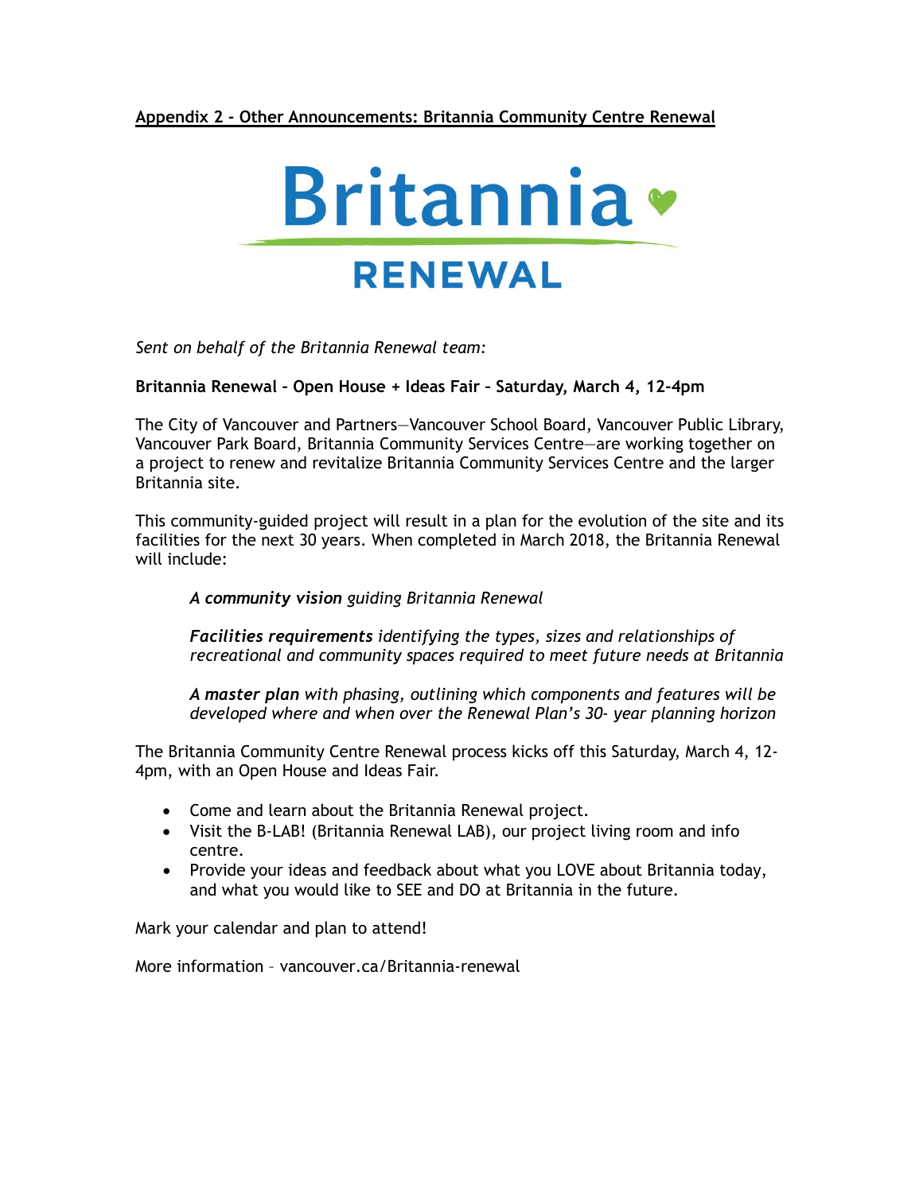**Appendix 2 - Other Announcements: Britannia Community Centre Renewal**

Britannia

RENEWAL

*Sent on behalf of the Britannia Renewal team:*

**Britannia Renewal – Open House + Ideas Fair – Saturday, March 4, 12-4pm**

The City of Vancouver and Partners—Vancouver School Board, Vancouver Public Library, Vancouver Park Board, Britannia Community Services Centre—are working together on a project to renew and revitalize Britannia Community Services Centre and the larger Britannia site.

This community-guided project will result in a plan for the evolution of the site and its facilities for the next 30 years. When completed in March 2018, the Britannia Renewal will include:

> ***A community vision*** *guiding Britannia Renewal*
>
> ***Facilities requirements*** *identifying the types, sizes and relationships of recreational and community spaces required to meet future needs at Britannia*
>
> ***A master plan*** *with phasing, outlining which components and features will be developed where and when over the Renewal Plan's 30- year planning horizon*

The Britannia Community Centre Renewal process kicks off this Saturday, March 4, 12-4pm, with an Open House and Ideas Fair.

- Come and learn about the Britannia Renewal project.
- Visit the B-LAB! (Britannia Renewal LAB), our project living room and info centre.
- Provide your ideas and feedback about what you LOVE about Britannia today, and what you would like to SEE and DO at Britannia in the future.

Mark your calendar and plan to attend!

More information – vancouver.ca/Britannia-renewal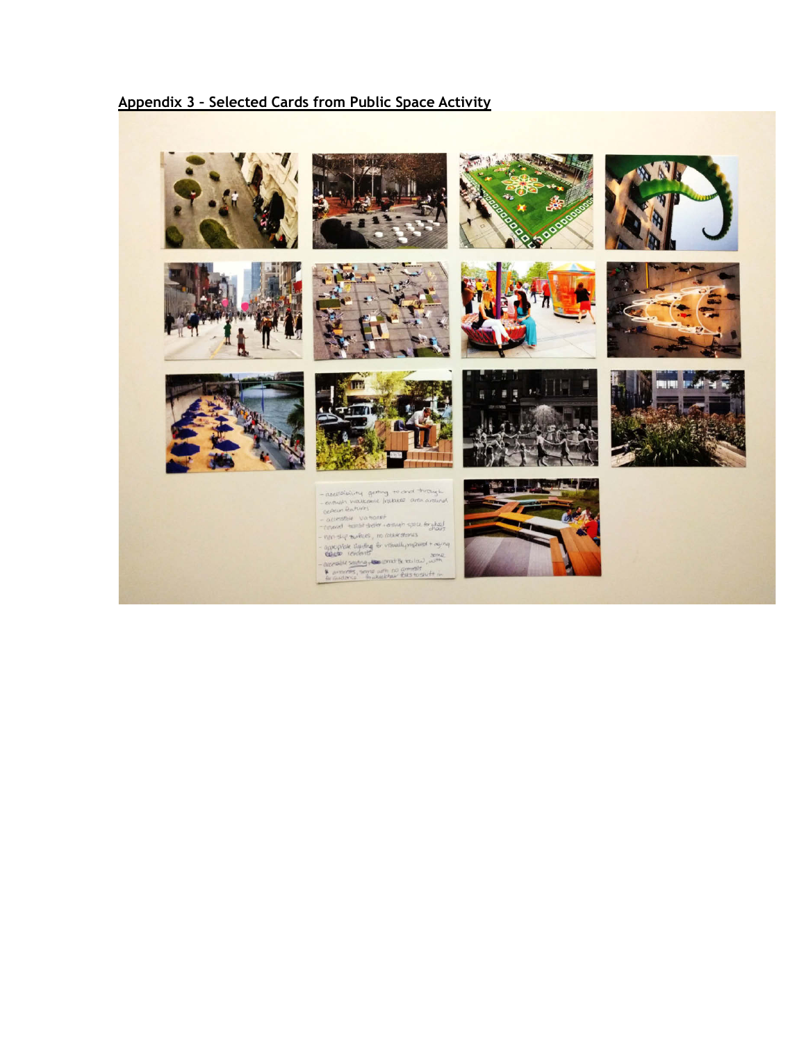## Appendix 3 – Selected Cards from Public Space Activity